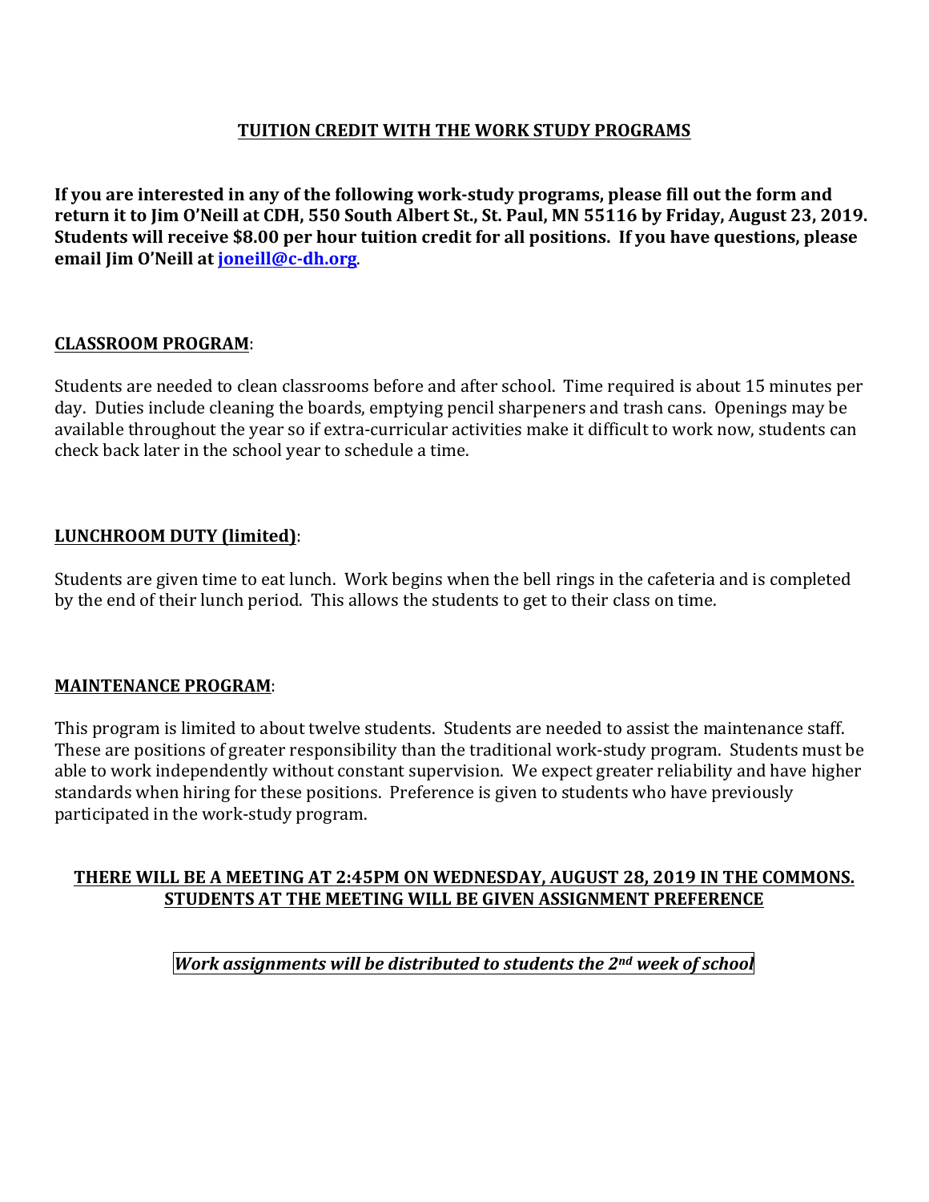# TUITION CREDIT WITH THE WORK STUDY PROGRAMS

**If you are interested in any of the following work-study programs, please fill out the form and return it to Jim O'Neill at CDH, 550 South Albert St., St. Paul, MN 55116 by Friday, August 23, 2019. Students will receive $8.00 per hour tuition credit for all positions. If you have questions, please email Jim O'Neill at [joneill@c-dh.org](mailto:joneill@c-dh.org).**

## CLASSROOM PROGRAM:

Students are needed to clean classrooms before and after school. Time required is about 15 minutes per day. Duties include cleaning the boards, emptying pencil sharpeners and trash cans. Openings may be available throughout the year so if extra-curricular activities make it difficult to work now, students can check back later in the school year to schedule a time.

## LUNCHROOM DUTY (limited):

Students are given time to eat lunch. Work begins when the bell rings in the cafeteria and is completed by the end of their lunch period. This allows the students to get to their class on time.

## MAINTENANCE PROGRAM:

This program is limited to about twelve students. Students are needed to assist the maintenance staff. These are positions of greater responsibility than the traditional work-study program. Students must be able to work independently without constant supervision. We expect greater reliability and have higher standards when hiring for these positions. Preference is given to students who have previously participated in the work-study program.

**THERE WILL BE A MEETING AT 2:45PM ON WEDNESDAY, AUGUST 28, 2019 IN THE COMMONS. STUDENTS AT THE MEETING WILL BE GIVEN ASSIGNMENT PREFERENCE**

***Work assignments will be distributed to students the 2nd week of school***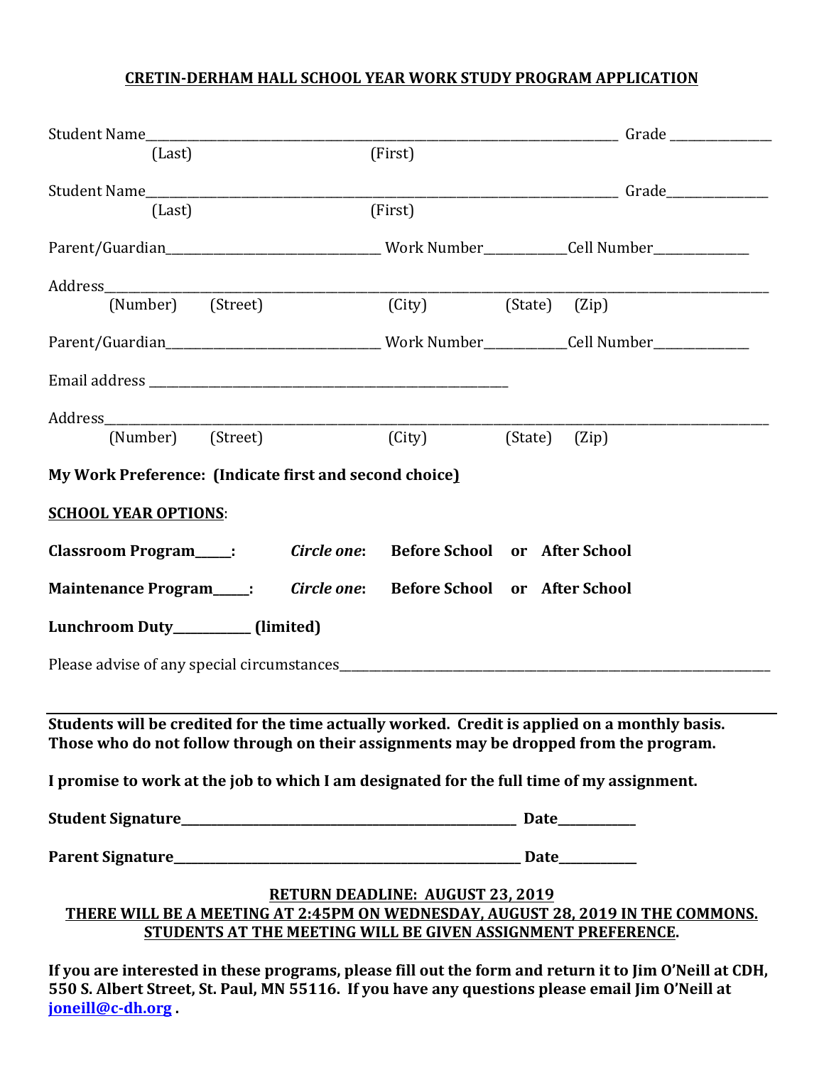**CRETIN-DERHAM HALL SCHOOL YEAR WORK STUDY PROGRAM APPLICATION**

Student Name_______________________________________________ Grade ___________
(Last) (First)

Student Name_______________________________________________ Grade___________
(Last) (First)

Parent/Guardian______________________ Work Number_________Cell Number__________

Address______________________________________________________________________
(Number) (Street) (City) (State) (Zip)

Parent/Guardian______________________ Work Number_________Cell Number__________

Email address ______________________________________

Address______________________________________________________________________
(Number) (Street) (City) (State) (Zip)

**My Work Preference: (Indicate first and second choice)**

**SCHOOL YEAR OPTIONS**:

**Classroom Program_____:** ***Circle one*:** **Before School or After School**

**Maintenance Program_____:** ***Circle one*:** **Before School or After School**

**Lunchroom Duty__________ (limited)**

Please advise of any special circumstances________________________________________________

---

**Students will be credited for the time actually worked. Credit is applied on a monthly basis. Those who do not follow through on their assignments may be dropped from the program.**

**I promise to work at the job to which I am designated for the full time of my assignment.**

**Student Signature_____________________________________ Date__________**

**Parent Signature______________________________________ Date__________**

**RETURN DEADLINE: AUGUST 23, 2019**
**THERE WILL BE A MEETING AT 2:45PM ON WEDNESDAY, AUGUST 28, 2019 IN THE COMMONS.**
**STUDENTS AT THE MEETING WILL BE GIVEN ASSIGNMENT PREFERENCE.**

**If you are interested in these programs, please fill out the form and return it to Jim O'Neill at CDH, 550 S. Albert Street, St. Paul, MN 55116. If you have any questions please email Jim O'Neill at joneill@c-dh.org .**